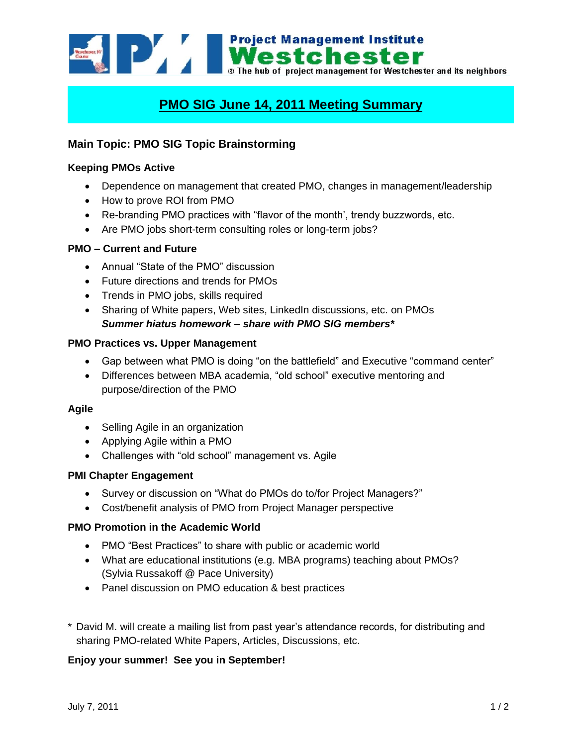Project Management Institute Westchester
The hub of project management for Westchester and its neighbors

# PMO SIG June 14, 2011 Meeting Summary

## Main Topic: PMO SIG Topic Brainstorming

### Keeping PMOs Active

- Dependence on management that created PMO, changes in management/leadership
- How to prove ROI from PMO
- Re-branding PMO practices with "flavor of the month', trendy buzzwords, etc.
- Are PMO jobs short-term consulting roles or long-term jobs?

### PMO – Current and Future

- Annual "State of the PMO" discussion
- Future directions and trends for PMOs
- Trends in PMO jobs, skills required
- Sharing of White papers, Web sites, LinkedIn discussions, etc. on PMOs
  ***Summer hiatus homework – share with PMO SIG members****

### PMO Practices vs. Upper Management

- Gap between what PMO is doing "on the battlefield" and Executive "command center"
- Differences between MBA academia, "old school" executive mentoring and purpose/direction of the PMO

### Agile

- Selling Agile in an organization
- Applying Agile within a PMO
- Challenges with "old school" management vs. Agile

### PMI Chapter Engagement

- Survey or discussion on "What do PMOs do to/for Project Managers?"
- Cost/benefit analysis of PMO from Project Manager perspective

### PMO Promotion in the Academic World

- PMO "Best Practices" to share with public or academic world
- What are educational institutions (e.g. MBA programs) teaching about PMOs? (Sylvia Russakoff @ Pace University)
- Panel discussion on PMO education & best practices

\* David M. will create a mailing list from past year's attendance records, for distributing and sharing PMO-related White Papers, Articles, Discussions, etc.

**Enjoy your summer! See you in September!**

July 7, 2011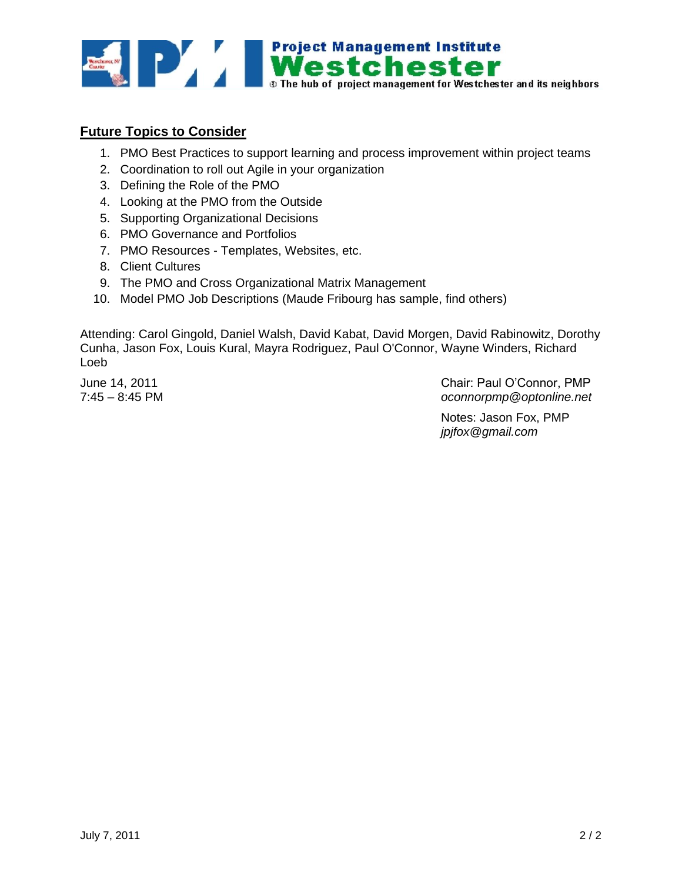## Future Topics to Consider

1. PMO Best Practices to support learning and process improvement within project teams
2. Coordination to roll out Agile in your organization
3. Defining the Role of the PMO
4. Looking at the PMO from the Outside
5. Supporting Organizational Decisions
6. PMO Governance and Portfolios
7. PMO Resources - Templates, Websites, etc.
8. Client Cultures
9. The PMO and Cross Organizational Matrix Management
10. Model PMO Job Descriptions (Maude Fribourg has sample, find others)

Attending: Carol Gingold, Daniel Walsh, David Kabat, David Morgen, David Rabinowitz, Dorothy Cunha, Jason Fox, Louis Kural, Mayra Rodriguez, Paul O'Connor, Wayne Winders, Richard Loeb

June 14, 2011
7:45 – 8:45 PM

Chair: Paul O'Connor, PMP
*oconnorpmp@optonline.net*

Notes: Jason Fox, PMP
*jpjfox@gmail.com*